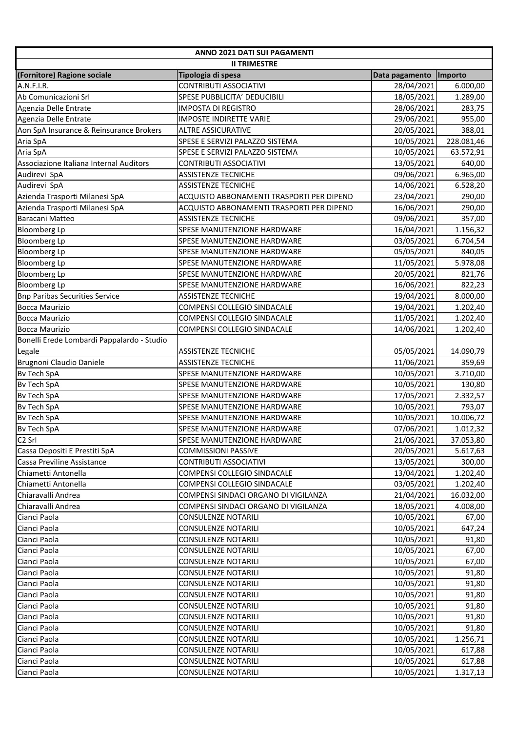| ANNO 2021 DATI SUI PAGAMENTI | | | |
|---|---|---|---|
| **II TRIMESTRE** | | | |
| **(Fornitore) Ragione sociale** | **Tipologia di spesa** | **Data pagamento** | **Importo** |
| A.N.F.I.R. | CONTRIBUTI ASSOCIATIVI | 28/04/2021 | 6.000,00 |
| Ab Comunicazioni Srl | SPESE PUBBLICITA' DEDUCIBILI | 18/05/2021 | 1.289,00 |
| Agenzia Delle Entrate | IMPOSTA DI REGISTRO | 28/06/2021 | 283,75 |
| Agenzia Delle Entrate | IMPOSTE INDIRETTE VARIE | 29/06/2021 | 955,00 |
| Aon SpA Insurance & Reinsurance Brokers | ALTRE ASSICURATIVE | 20/05/2021 | 388,01 |
| Aria SpA | SPESE E SERVIZI PALAZZO SISTEMA | 10/05/2021 | 228.081,46 |
| Aria SpA | SPESE E SERVIZI PALAZZO SISTEMA | 10/05/2021 | 63.572,91 |
| Associazione Italiana Internal Auditors | CONTRIBUTI ASSOCIATIVI | 13/05/2021 | 640,00 |
| Audirevi SpA | ASSISTENZE TECNICHE | 09/06/2021 | 6.965,00 |
| Audirevi SpA | ASSISTENZE TECNICHE | 14/06/2021 | 6.528,20 |
| Azienda Trasporti Milanesi SpA | ACQUISTO ABBONAMENTI TRASPORTI PER DIPEND | 23/04/2021 | 290,00 |
| Azienda Trasporti Milanesi SpA | ACQUISTO ABBONAMENTI TRASPORTI PER DIPEND | 16/06/2021 | 290,00 |
| Baracani Matteo | ASSISTENZE TECNICHE | 09/06/2021 | 357,00 |
| Bloomberg Lp | SPESE MANUTENZIONE HARDWARE | 16/04/2021 | 1.156,32 |
| Bloomberg Lp | SPESE MANUTENZIONE HARDWARE | 03/05/2021 | 6.704,54 |
| Bloomberg Lp | SPESE MANUTENZIONE HARDWARE | 05/05/2021 | 840,05 |
| Bloomberg Lp | SPESE MANUTENZIONE HARDWARE | 11/05/2021 | 5.978,08 |
| Bloomberg Lp | SPESE MANUTENZIONE HARDWARE | 20/05/2021 | 821,76 |
| Bloomberg Lp | SPESE MANUTENZIONE HARDWARE | 16/06/2021 | 822,23 |
| Bnp Paribas Securities Service | ASSISTENZE TECNICHE | 19/04/2021 | 8.000,00 |
| Bocca Maurizio | COMPENSI COLLEGIO SINDACALE | 19/04/2021 | 1.202,40 |
| Bocca Maurizio | COMPENSI COLLEGIO SINDACALE | 11/05/2021 | 1.202,40 |
| Bocca Maurizio | COMPENSI COLLEGIO SINDACALE | 14/06/2021 | 1.202,40 |
| Bonelli Erede Lombardi Pappalardo - Studio Legale | ASSISTENZE TECNICHE | 05/05/2021 | 14.090,79 |
| Brugnoni Claudio Daniele | ASSISTENZE TECNICHE | 11/06/2021 | 359,69 |
| Bv Tech SpA | SPESE MANUTENZIONE HARDWARE | 10/05/2021 | 3.710,00 |
| Bv Tech SpA | SPESE MANUTENZIONE HARDWARE | 10/05/2021 | 130,80 |
| Bv Tech SpA | SPESE MANUTENZIONE HARDWARE | 17/05/2021 | 2.332,57 |
| Bv Tech SpA | SPESE MANUTENZIONE HARDWARE | 10/05/2021 | 793,07 |
| Bv Tech SpA | SPESE MANUTENZIONE HARDWARE | 10/05/2021 | 10.006,72 |
| Bv Tech SpA | SPESE MANUTENZIONE HARDWARE | 07/06/2021 | 1.012,32 |
| C2 Srl | SPESE MANUTENZIONE HARDWARE | 21/06/2021 | 37.053,80 |
| Cassa Depositi E Prestiti SpA | COMMISSIONI PASSIVE | 20/05/2021 | 5.617,63 |
| Cassa Previline Assistance | CONTRIBUTI ASSOCIATIVI | 13/05/2021 | 300,00 |
| Chiametti Antonella | COMPENSI COLLEGIO SINDACALE | 13/04/2021 | 1.202,40 |
| Chiametti Antonella | COMPENSI COLLEGIO SINDACALE | 03/05/2021 | 1.202,40 |
| Chiaravalli Andrea | COMPENSI SINDACI ORGANO DI VIGILANZA | 21/04/2021 | 16.032,00 |
| Chiaravalli Andrea | COMPENSI SINDACI ORGANO DI VIGILANZA | 18/05/2021 | 4.008,00 |
| Cianci Paola | CONSULENZE NOTARILI | 10/05/2021 | 67,00 |
| Cianci Paola | CONSULENZE NOTARILI | 10/05/2021 | 647,24 |
| Cianci Paola | CONSULENZE NOTARILI | 10/05/2021 | 91,80 |
| Cianci Paola | CONSULENZE NOTARILI | 10/05/2021 | 67,00 |
| Cianci Paola | CONSULENZE NOTARILI | 10/05/2021 | 67,00 |
| Cianci Paola | CONSULENZE NOTARILI | 10/05/2021 | 91,80 |
| Cianci Paola | CONSULENZE NOTARILI | 10/05/2021 | 91,80 |
| Cianci Paola | CONSULENZE NOTARILI | 10/05/2021 | 91,80 |
| Cianci Paola | CONSULENZE NOTARILI | 10/05/2021 | 91,80 |
| Cianci Paola | CONSULENZE NOTARILI | 10/05/2021 | 91,80 |
| Cianci Paola | CONSULENZE NOTARILI | 10/05/2021 | 91,80 |
| Cianci Paola | CONSULENZE NOTARILI | 10/05/2021 | 1.256,71 |
| Cianci Paola | CONSULENZE NOTARILI | 10/05/2021 | 617,88 |
| Cianci Paola | CONSULENZE NOTARILI | 10/05/2021 | 617,88 |
| Cianci Paola | CONSULENZE NOTARILI | 10/05/2021 | 1.317,13 |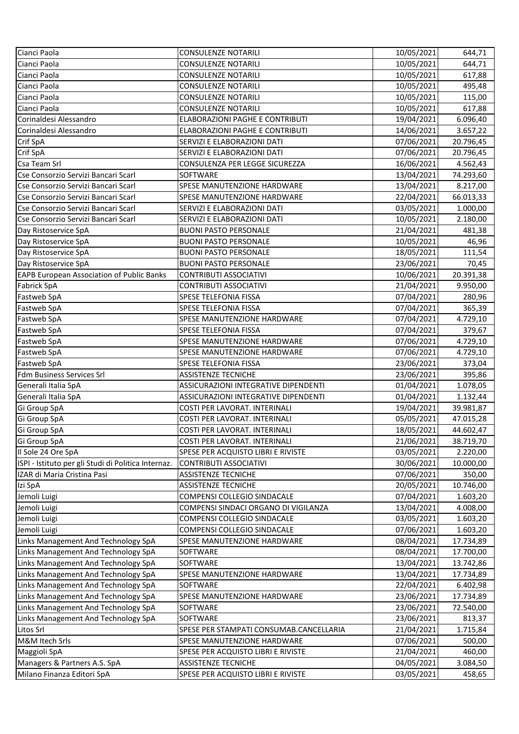| | | | |
|---|---|---|---|
| Cianci Paola | CONSULENZE NOTARILI | 10/05/2021 | 644,71 |
| Cianci Paola | CONSULENZE NOTARILI | 10/05/2021 | 644,71 |
| Cianci Paola | CONSULENZE NOTARILI | 10/05/2021 | 617,88 |
| Cianci Paola | CONSULENZE NOTARILI | 10/05/2021 | 495,48 |
| Cianci Paola | CONSULENZE NOTARILI | 10/05/2021 | 115,00 |
| Cianci Paola | CONSULENZE NOTARILI | 10/05/2021 | 617,88 |
| Corinaldesi Alessandro | ELABORAZIONI PAGHE E CONTRIBUTI | 19/04/2021 | 6.096,40 |
| Corinaldesi Alessandro | ELABORAZIONI PAGHE E CONTRIBUTI | 14/06/2021 | 3.657,22 |
| Crif SpA | SERVIZI E ELABORAZIONI DATI | 07/06/2021 | 20.796,45 |
| Crif SpA | SERVIZI E ELABORAZIONI DATI | 07/06/2021 | 20.796,45 |
| Csa Team Srl | CONSULENZA PER LEGGE SICUREZZA | 16/06/2021 | 4.562,43 |
| Cse Consorzio Servizi Bancari Scarl | SOFTWARE | 13/04/2021 | 74.293,60 |
| Cse Consorzio Servizi Bancari Scarl | SPESE MANUTENZIONE HARDWARE | 13/04/2021 | 8.217,00 |
| Cse Consorzio Servizi Bancari Scarl | SPESE MANUTENZIONE HARDWARE | 22/04/2021 | 66.013,33 |
| Cse Consorzio Servizi Bancari Scarl | SERVIZI E ELABORAZIONI DATI | 03/05/2021 | 1.000,00 |
| Cse Consorzio Servizi Bancari Scarl | SERVIZI E ELABORAZIONI DATI | 10/05/2021 | 2.180,00 |
| Day Ristoservice SpA | BUONI PASTO PERSONALE | 21/04/2021 | 481,38 |
| Day Ristoservice SpA | BUONI PASTO PERSONALE | 10/05/2021 | 46,96 |
| Day Ristoservice SpA | BUONI PASTO PERSONALE | 18/05/2021 | 111,54 |
| Day Ristoservice SpA | BUONI PASTO PERSONALE | 23/06/2021 | 70,45 |
| EAPB European Association of Public Banks | CONTRIBUTI ASSOCIATIVI | 10/06/2021 | 20.391,38 |
| Fabrick SpA | CONTRIBUTI ASSOCIATIVI | 21/04/2021 | 9.950,00 |
| Fastweb SpA | SPESE TELEFONIA FISSA | 07/04/2021 | 280,96 |
| Fastweb SpA | SPESE TELEFONIA FISSA | 07/04/2021 | 365,39 |
| Fastweb SpA | SPESE MANUTENZIONE HARDWARE | 07/04/2021 | 4.729,10 |
| Fastweb SpA | SPESE TELEFONIA FISSA | 07/04/2021 | 379,67 |
| Fastweb SpA | SPESE MANUTENZIONE HARDWARE | 07/06/2021 | 4.729,10 |
| Fastweb SpA | SPESE MANUTENZIONE HARDWARE | 07/06/2021 | 4.729,10 |
| Fastweb SpA | SPESE TELEFONIA FISSA | 23/06/2021 | 373,04 |
| Fdm Business Services Srl | ASSISTENZE TECNICHE | 23/06/2021 | 395,86 |
| Generali Italia SpA | ASSICURAZIONI INTEGRATIVE DIPENDENTI | 01/04/2021 | 1.078,05 |
| Generali Italia SpA | ASSICURAZIONI INTEGRATIVE DIPENDENTI | 01/04/2021 | 1.132,44 |
| Gi Group SpA | COSTI PER LAVORAT. INTERINALI | 19/04/2021 | 39.981,87 |
| Gi Group SpA | COSTI PER LAVORAT. INTERINALI | 05/05/2021 | 47.015,28 |
| Gi Group SpA | COSTI PER LAVORAT. INTERINALI | 18/05/2021 | 44.602,47 |
| Gi Group SpA | COSTI PER LAVORAT. INTERINALI | 21/06/2021 | 38.719,70 |
| Il Sole 24 Ore SpA | SPESE PER ACQUISTO LIBRI E RIVISTE | 03/05/2021 | 2.220,00 |
| ISPI - Istituto per gli Studi di Politica Internaz. | CONTRIBUTI ASSOCIATIVI | 30/06/2021 | 10.000,00 |
| IZAR di Maria Cristina Pasi | ASSISTENZE TECNICHE | 07/06/2021 | 350,00 |
| Izi SpA | ASSISTENZE TECNICHE | 20/05/2021 | 10.746,00 |
| Jemoli Luigi | COMPENSI COLLEGIO SINDACALE | 07/04/2021 | 1.603,20 |
| Jemoli Luigi | COMPENSI SINDACI ORGANO DI VIGILANZA | 13/04/2021 | 4.008,00 |
| Jemoli Luigi | COMPENSI COLLEGIO SINDACALE | 03/05/2021 | 1.603,20 |
| Jemoli Luigi | COMPENSI COLLEGIO SINDACALE | 07/06/2021 | 1.603,20 |
| Links Management And Technology SpA | SPESE MANUTENZIONE HARDWARE | 08/04/2021 | 17.734,89 |
| Links Management And Technology SpA | SOFTWARE | 08/04/2021 | 17.700,00 |
| Links Management And Technology SpA | SOFTWARE | 13/04/2021 | 13.742,86 |
| Links Management And Technology SpA | SPESE MANUTENZIONE HARDWARE | 13/04/2021 | 17.734,89 |
| Links Management And Technology SpA | SOFTWARE | 22/04/2021 | 6.402,98 |
| Links Management And Technology SpA | SPESE MANUTENZIONE HARDWARE | 23/06/2021 | 17.734,89 |
| Links Management And Technology SpA | SOFTWARE | 23/06/2021 | 72.540,00 |
| Links Management And Technology SpA | SOFTWARE | 23/06/2021 | 813,37 |
| Litos Srl | SPESE PER STAMPATI CONSUMAB.CANCELLARIA | 21/04/2021 | 1.715,84 |
| M&M Itech Srls | SPESE MANUTENZIONE HARDWARE | 07/06/2021 | 500,00 |
| Maggioli SpA | SPESE PER ACQUISTO LIBRI E RIVISTE | 21/04/2021 | 460,00 |
| Managers & Partners A.S. SpA | ASSISTENZE TECNICHE | 04/05/2021 | 3.084,50 |
| Milano Finanza Editori SpA | SPESE PER ACQUISTO LIBRI E RIVISTE | 03/05/2021 | 458,65 |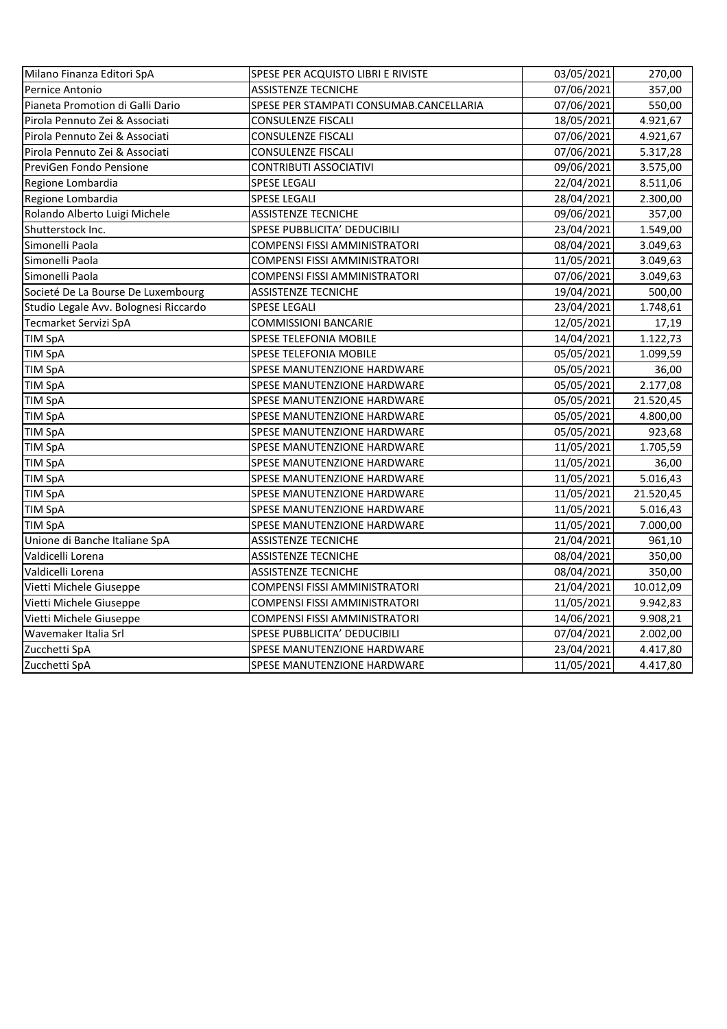| | | | |
|---|---|---|---|
| Milano Finanza Editori SpA | SPESE PER ACQUISTO LIBRI E RIVISTE | 03/05/2021 | 270,00 |
| Pernice Antonio | ASSISTENZE TECNICHE | 07/06/2021 | 357,00 |
| Pianeta Promotion di Galli Dario | SPESE PER STAMPATI CONSUMAB.CANCELLARIA | 07/06/2021 | 550,00 |
| Pirola Pennuto Zei & Associati | CONSULENZE FISCALI | 18/05/2021 | 4.921,67 |
| Pirola Pennuto Zei & Associati | CONSULENZE FISCALI | 07/06/2021 | 4.921,67 |
| Pirola Pennuto Zei & Associati | CONSULENZE FISCALI | 07/06/2021 | 5.317,28 |
| PreviGen Fondo Pensione | CONTRIBUTI ASSOCIATIVI | 09/06/2021 | 3.575,00 |
| Regione Lombardia | SPESE LEGALI | 22/04/2021 | 8.511,06 |
| Regione Lombardia | SPESE LEGALI | 28/04/2021 | 2.300,00 |
| Rolando Alberto Luigi Michele | ASSISTENZE TECNICHE | 09/06/2021 | 357,00 |
| Shutterstock Inc. | SPESE PUBBLICITA' DEDUCIBILI | 23/04/2021 | 1.549,00 |
| Simonelli Paola | COMPENSI FISSI AMMINISTRATORI | 08/04/2021 | 3.049,63 |
| Simonelli Paola | COMPENSI FISSI AMMINISTRATORI | 11/05/2021 | 3.049,63 |
| Simonelli Paola | COMPENSI FISSI AMMINISTRATORI | 07/06/2021 | 3.049,63 |
| Societé De La Bourse De Luxembourg | ASSISTENZE TECNICHE | 19/04/2021 | 500,00 |
| Studio Legale Avv. Bolognesi Riccardo | SPESE LEGALI | 23/04/2021 | 1.748,61 |
| Tecmarket Servizi SpA | COMMISSIONI BANCARIE | 12/05/2021 | 17,19 |
| TIM SpA | SPESE TELEFONIA MOBILE | 14/04/2021 | 1.122,73 |
| TIM SpA | SPESE TELEFONIA MOBILE | 05/05/2021 | 1.099,59 |
| TIM SpA | SPESE MANUTENZIONE HARDWARE | 05/05/2021 | 36,00 |
| TIM SpA | SPESE MANUTENZIONE HARDWARE | 05/05/2021 | 2.177,08 |
| TIM SpA | SPESE MANUTENZIONE HARDWARE | 05/05/2021 | 21.520,45 |
| TIM SpA | SPESE MANUTENZIONE HARDWARE | 05/05/2021 | 4.800,00 |
| TIM SpA | SPESE MANUTENZIONE HARDWARE | 05/05/2021 | 923,68 |
| TIM SpA | SPESE MANUTENZIONE HARDWARE | 11/05/2021 | 1.705,59 |
| TIM SpA | SPESE MANUTENZIONE HARDWARE | 11/05/2021 | 36,00 |
| TIM SpA | SPESE MANUTENZIONE HARDWARE | 11/05/2021 | 5.016,43 |
| TIM SpA | SPESE MANUTENZIONE HARDWARE | 11/05/2021 | 21.520,45 |
| TIM SpA | SPESE MANUTENZIONE HARDWARE | 11/05/2021 | 5.016,43 |
| TIM SpA | SPESE MANUTENZIONE HARDWARE | 11/05/2021 | 7.000,00 |
| Unione di Banche Italiane SpA | ASSISTENZE TECNICHE | 21/04/2021 | 961,10 |
| Valdicelli Lorena | ASSISTENZE TECNICHE | 08/04/2021 | 350,00 |
| Valdicelli Lorena | ASSISTENZE TECNICHE | 08/04/2021 | 350,00 |
| Vietti Michele Giuseppe | COMPENSI FISSI AMMINISTRATORI | 21/04/2021 | 10.012,09 |
| Vietti Michele Giuseppe | COMPENSI FISSI AMMINISTRATORI | 11/05/2021 | 9.942,83 |
| Vietti Michele Giuseppe | COMPENSI FISSI AMMINISTRATORI | 14/06/2021 | 9.908,21 |
| Wavemaker Italia Srl | SPESE PUBBLICITA' DEDUCIBILI | 07/04/2021 | 2.002,00 |
| Zucchetti SpA | SPESE MANUTENZIONE HARDWARE | 23/04/2021 | 4.417,80 |
| Zucchetti SpA | SPESE MANUTENZIONE HARDWARE | 11/05/2021 | 4.417,80 |